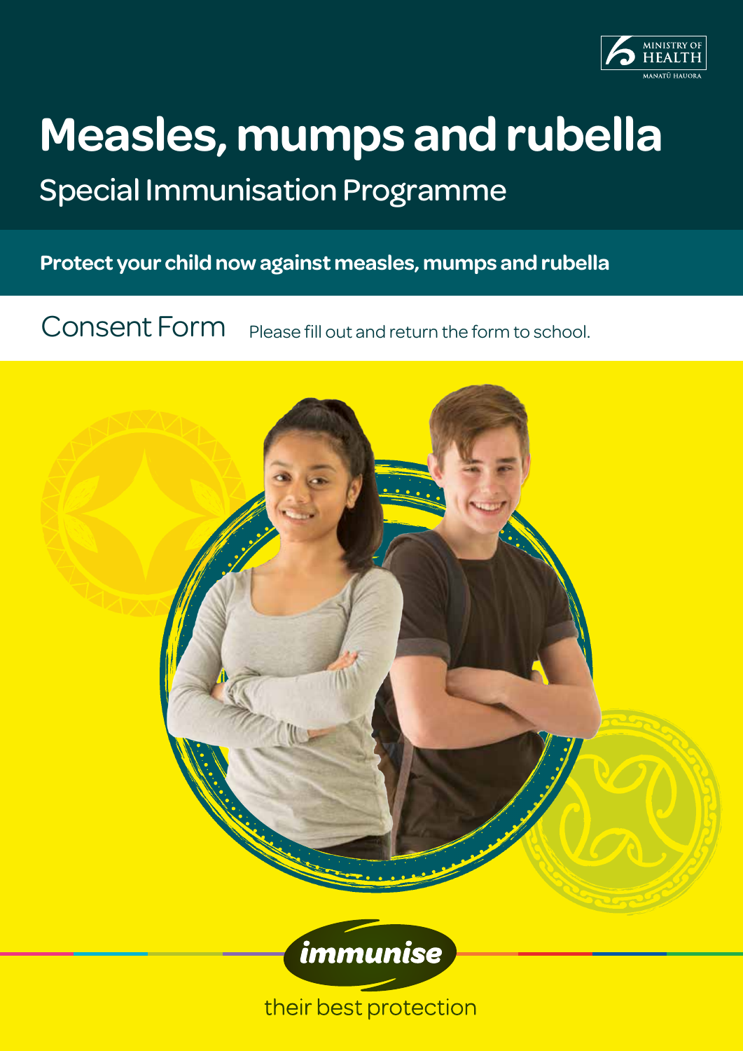MINISTRY OF HEALTH
MANATŪ HAUORA

# Measles, mumps and rubella

## Special Immunisation Programme

**Protect your child now against measles, mumps and rubella**

## Consent Form

Please fill out and return the form to school.

*immunise*

their best protection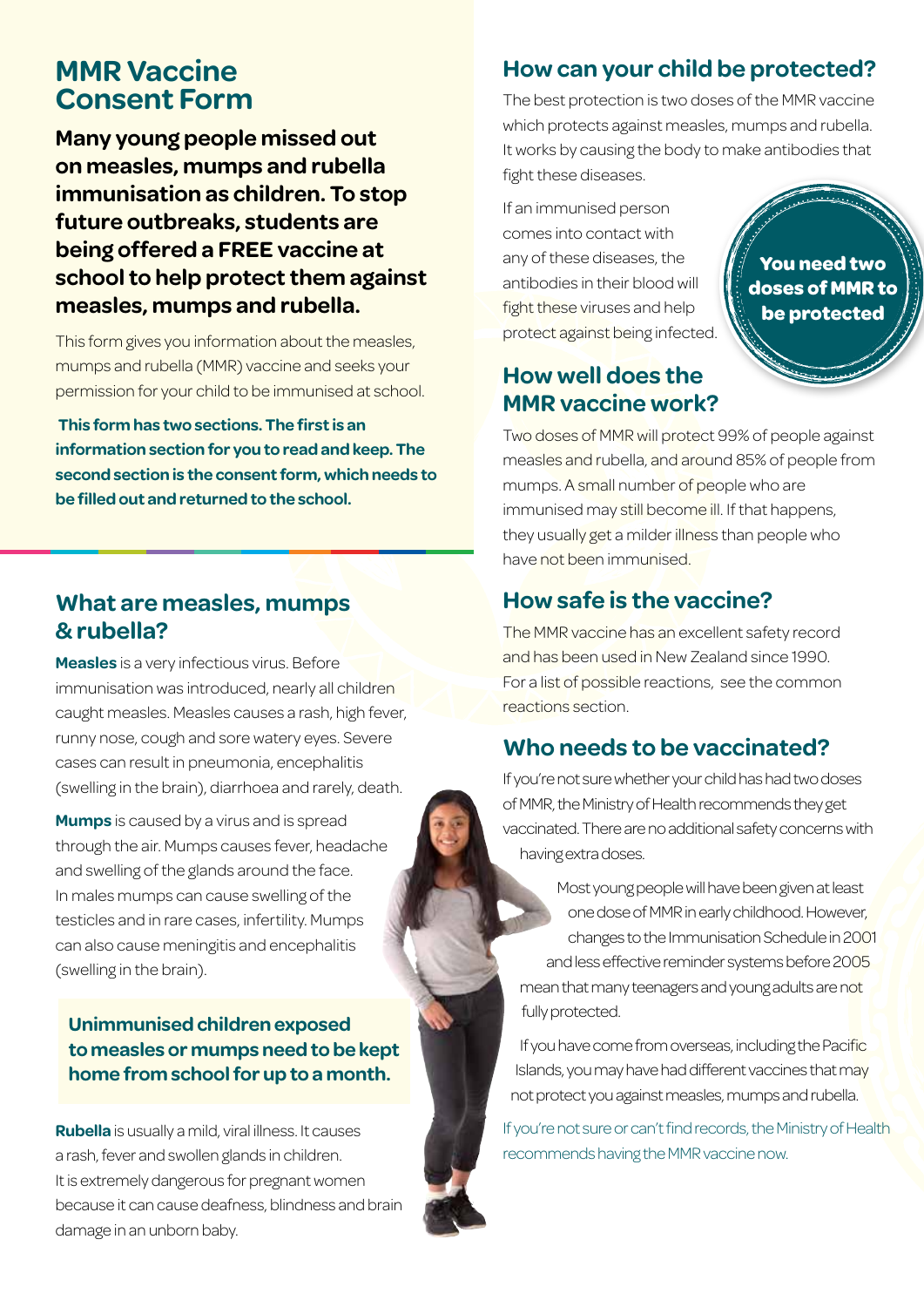# MMR Vaccine Consent Form

**Many young people missed out on measles, mumps and rubella immunisation as children. To stop future outbreaks, students are being offered a FREE vaccine at school to help protect them against measles, mumps and rubella.**

This form gives you information about the measles, mumps and rubella (MMR) vaccine and seeks your permission for your child to be immunised at school.

**This form has two sections. The first is an information section for you to read and keep. The second section is the consent form, which needs to be filled out and returned to the school.**

## What are measles, mumps & rubella?

**Measles** is a very infectious virus. Before immunisation was introduced, nearly all children caught measles. Measles causes a rash, high fever, runny nose, cough and sore watery eyes. Severe cases can result in pneumonia, encephalitis (swelling in the brain), diarrhoea and rarely, death.

**Mumps** is caused by a virus and is spread through the air. Mumps causes fever, headache and swelling of the glands around the face. In males mumps can cause swelling of the testicles and in rare cases, infertility. Mumps can also cause meningitis and encephalitis (swelling in the brain).

**Unimmunised children exposed to measles or mumps need to be kept home from school for up to a month.**

**Rubella** is usually a mild, viral illness. It causes a rash, fever and swollen glands in children. It is extremely dangerous for pregnant women because it can cause deafness, blindness and brain damage in an unborn baby.

## How can your child be protected?

The best protection is two doses of the MMR vaccine which protects against measles, mumps and rubella. It works by causing the body to make antibodies that fight these diseases.

If an immunised person comes into contact with any of these diseases, the antibodies in their blood will fight these viruses and help protect against being infected.

**You need two doses of MMR to be protected**

## How well does the MMR vaccine work?

Two doses of MMR will protect 99% of people against measles and rubella, and around 85% of people from mumps. A small number of people who are immunised may still become ill. If that happens, they usually get a milder illness than people who have not been immunised.

## How safe is the vaccine?

The MMR vaccine has an excellent safety record and has been used in New Zealand since 1990. For a list of possible reactions, see the common reactions section.

## Who needs to be vaccinated?

If you're not sure whether your child has had two doses of MMR, the Ministry of Health recommends they get vaccinated. There are no additional safety concerns with having extra doses.

Most young people will have been given at least one dose of MMR in early childhood. However, changes to the Immunisation Schedule in 2001 and less effective reminder systems before 2005 mean that many teenagers and young adults are not fully protected.

If you have come from overseas, including the Pacific Islands, you may have had different vaccines that may not protect you against measles, mumps and rubella.

If you're not sure or can't find records, the Ministry of Health recommends having the MMR vaccine now.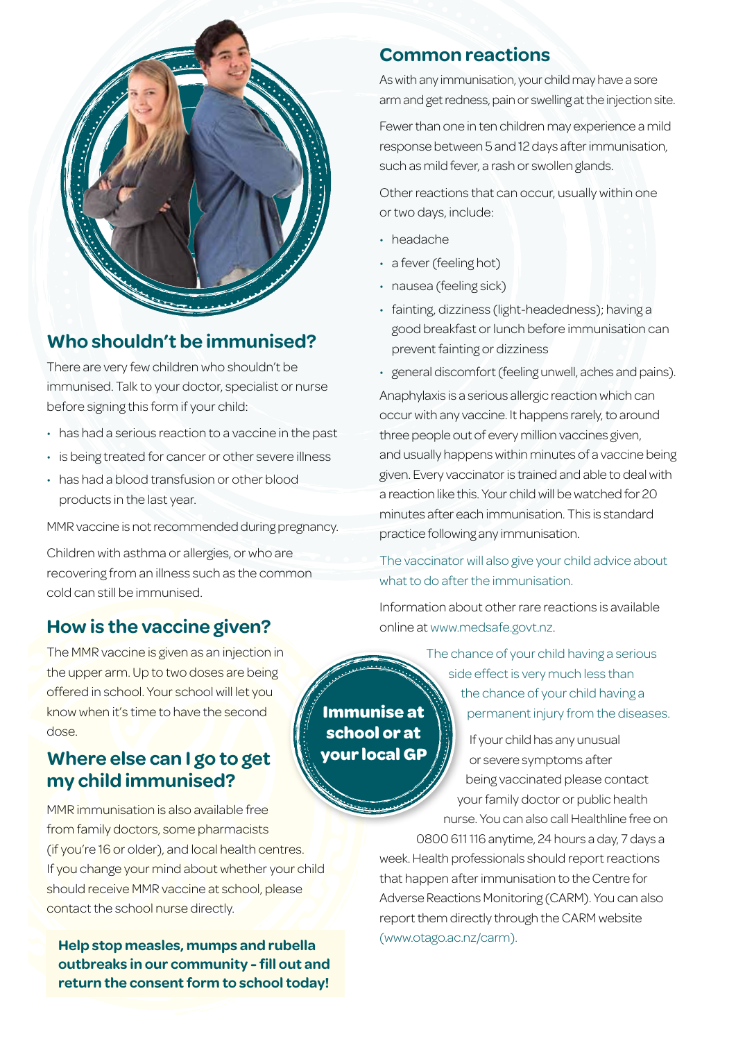## Who shouldn't be immunised?

There are very few children who shouldn't be immunised. Talk to your doctor, specialist or nurse before signing this form if your child:

- has had a serious reaction to a vaccine in the past
- is being treated for cancer or other severe illness
- has had a blood transfusion or other blood products in the last year.

MMR vaccine is not recommended during pregnancy.

Children with asthma or allergies, or who are recovering from an illness such as the common cold can still be immunised.

## How is the vaccine given?

The MMR vaccine is given as an injection in the upper arm. Up to two doses are being offered in school. Your school will let you know when it's time to have the second dose.

## Where else can I go to get my child immunised?

MMR immunisation is also available free from family doctors, some pharmacists (if you're 16 or older), and local health centres. If you change your mind about whether your child should receive MMR vaccine at school, please contact the school nurse directly.

**Help stop measles, mumps and rubella outbreaks in our community - fill out and return the consent form to school today!**

## Common reactions

As with any immunisation, your child may have a sore arm and get redness, pain or swelling at the injection site.

Fewer than one in ten children may experience a mild response between 5 and 12 days after immunisation, such as mild fever, a rash or swollen glands.

Other reactions that can occur, usually within one or two days, include:

- headache
- a fever (feeling hot)
- nausea (feeling sick)
- fainting, dizziness (light-headedness); having a good breakfast or lunch before immunisation can prevent fainting or dizziness
- general discomfort (feeling unwell, aches and pains).

Anaphylaxis is a serious allergic reaction which can occur with any vaccine. It happens rarely, to around three people out of every million vaccines given, and usually happens within minutes of a vaccine being given. Every vaccinator is trained and able to deal with a reaction like this. Your child will be watched for 20 minutes after each immunisation. This is standard practice following any immunisation.

The vaccinator will also give your child advice about what to do after the immunisation.

Information about other rare reactions is available online at www.medsafe.govt.nz.

**Immunise at school or at your local GP**

The chance of your child having a serious side effect is very much less than the chance of your child having a permanent injury from the diseases.

If your child has any unusual or severe symptoms after being vaccinated please contact your family doctor or public health nurse. You can also call Healthline free on 0800 611 116 anytime, 24 hours a day, 7 days a week. Health professionals should report reactions that happen after immunisation to the Centre for Adverse Reactions Monitoring (CARM). You can also report them directly through the CARM website (www.otago.ac.nz/carm).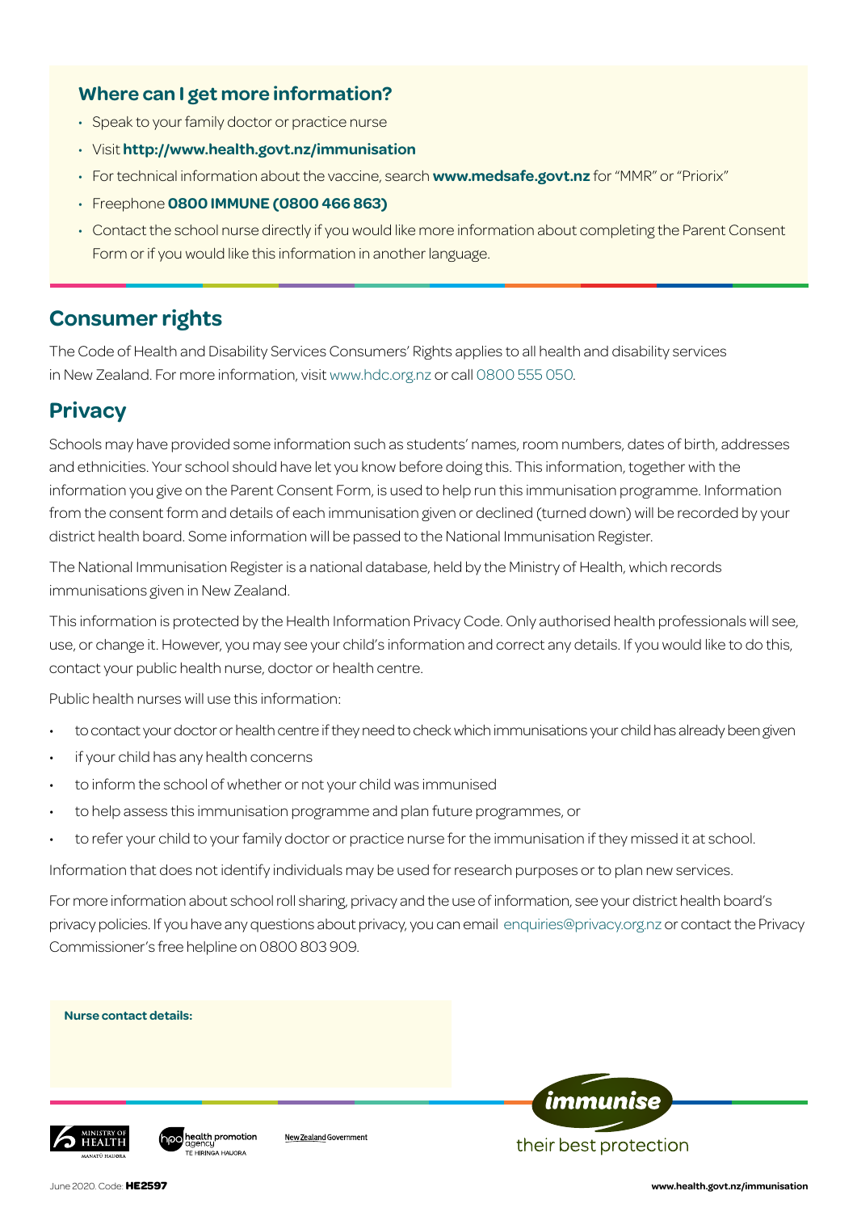### Where can I get more information?

- Speak to your family doctor or practice nurse
- Visit **http://www.health.govt.nz/immunisation**
- For technical information about the vaccine, search **www.medsafe.govt.nz** for "MMR" or "Priorix"
- Freephone **0800 IMMUNE (0800 466 863)**
- Contact the school nurse directly if you would like more information about completing the Parent Consent Form or if you would like this information in another language.

## Consumer rights

The Code of Health and Disability Services Consumers' Rights applies to all health and disability services in New Zealand. For more information, visit www.hdc.org.nz or call 0800 555 050.

## Privacy

Schools may have provided some information such as students' names, room numbers, dates of birth, addresses and ethnicities. Your school should have let you know before doing this. This information, together with the information you give on the Parent Consent Form, is used to help run this immunisation programme. Information from the consent form and details of each immunisation given or declined (turned down) will be recorded by your district health board. Some information will be passed to the National Immunisation Register.

The National Immunisation Register is a national database, held by the Ministry of Health, which records immunisations given in New Zealand.

This information is protected by the Health Information Privacy Code. Only authorised health professionals will see, use, or change it. However, you may see your child's information and correct any details. If you would like to do this, contact your public health nurse, doctor or health centre.

Public health nurses will use this information:

- to contact your doctor or health centre if they need to check which immunisations your child has already been given
- if your child has any health concerns
- to inform the school of whether or not your child was immunised
- to help assess this immunisation programme and plan future programmes, or
- to refer your child to your family doctor or practice nurse for the immunisation if they missed it at school.

Information that does not identify individuals may be used for research purposes or to plan new services.

For more information about school roll sharing, privacy and the use of information, see your district health board's privacy policies. If you have any questions about privacy, you can email enquiries@privacy.org.nz or contact the Privacy Commissioner's free helpline on 0800 803 909.

**Nurse contact details:**

Ministry of Health – Manatū Hauora | health promotion agency – Te Hiringa Hauora | New Zealand Government

**immunise** their best protection

June 2020. Code: **HE2597**

**www.health.govt.nz/immunisation**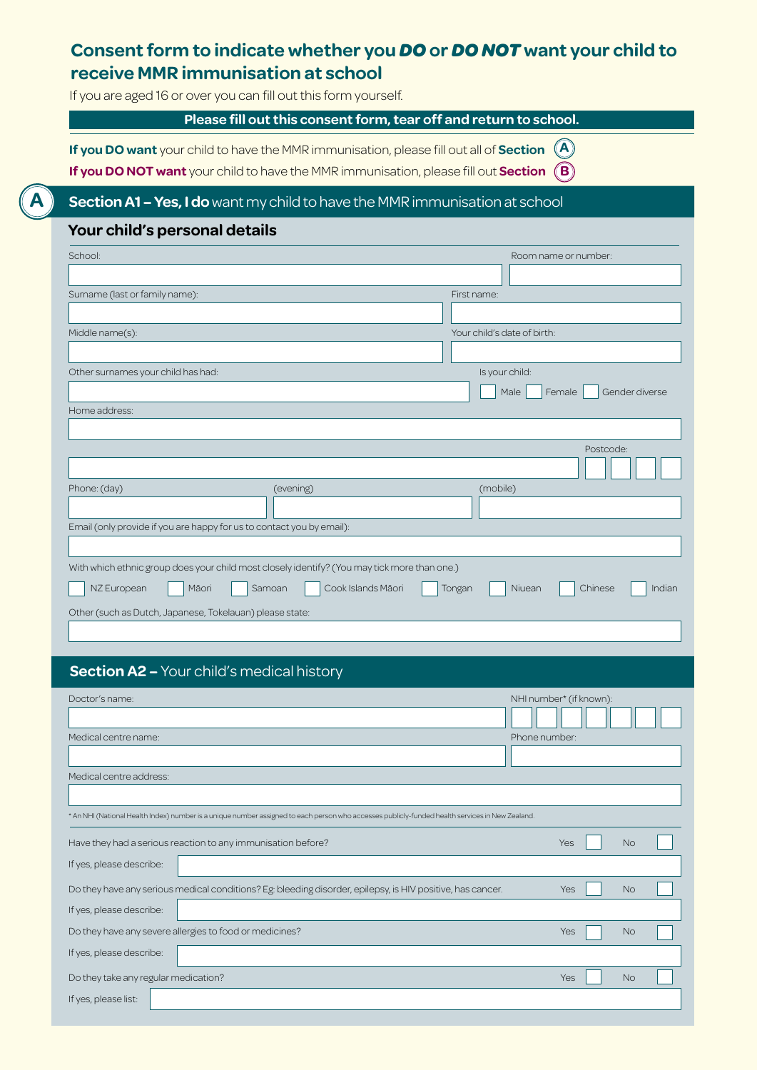# Consent form to indicate whether you ***DO*** or ***DO NOT*** want your child to receive MMR immunisation at school

If you are aged 16 or over you can fill out this form yourself.

**Please fill out this consent form, tear off and return to school.**

**If you DO want** your child to have the MMR immunisation, please fill out all of **Section** (A)

**If you DO NOT want** your child to have the MMR immunisation, please fill out **Section** (B)

## A

## Section A1 – Yes, I do want my child to have the MMR immunisation at school

### Your child's personal details

School:

Room name or number:

Surname (last or family name):

First name:

Middle name(s):

Your child's date of birth:

Other surnames your child has had:

Is your child: ☐ Male ☐ Female ☐ Gender diverse

Home address:

Postcode:

Phone: (day)

(evening)

(mobile)

Email (only provide if you are happy for us to contact you by email):

With which ethnic group does your child most closely identify? (You may tick more than one.)

☐ NZ European ☐ Māori ☐ Samoan ☐ Cook Islands Māori ☐ Tongan ☐ Niuean ☐ Chinese ☐ Indian

Other (such as Dutch, Japanese, Tokelauan) please state:

## Section A2 – Your child's medical history

Doctor's name:

NHI number* (if known):

Medical centre name:

Phone number:

Medical centre address:

* An NHI (National Health Index) number is a unique number assigned to each person who accesses publicly-funded health services in New Zealand.

Have they had a serious reaction to any immunisation before? Yes ☐ No ☐

If yes, please describe:

Do they have any serious medical conditions? Eg: bleeding disorder, epilepsy, is HIV positive, has cancer. Yes ☐ No ☐

If yes, please describe:

Do they have any severe allergies to food or medicines? Yes ☐ No ☐

If yes, please describe:

Do they take any regular medication? Yes ☐ No ☐

If yes, please list: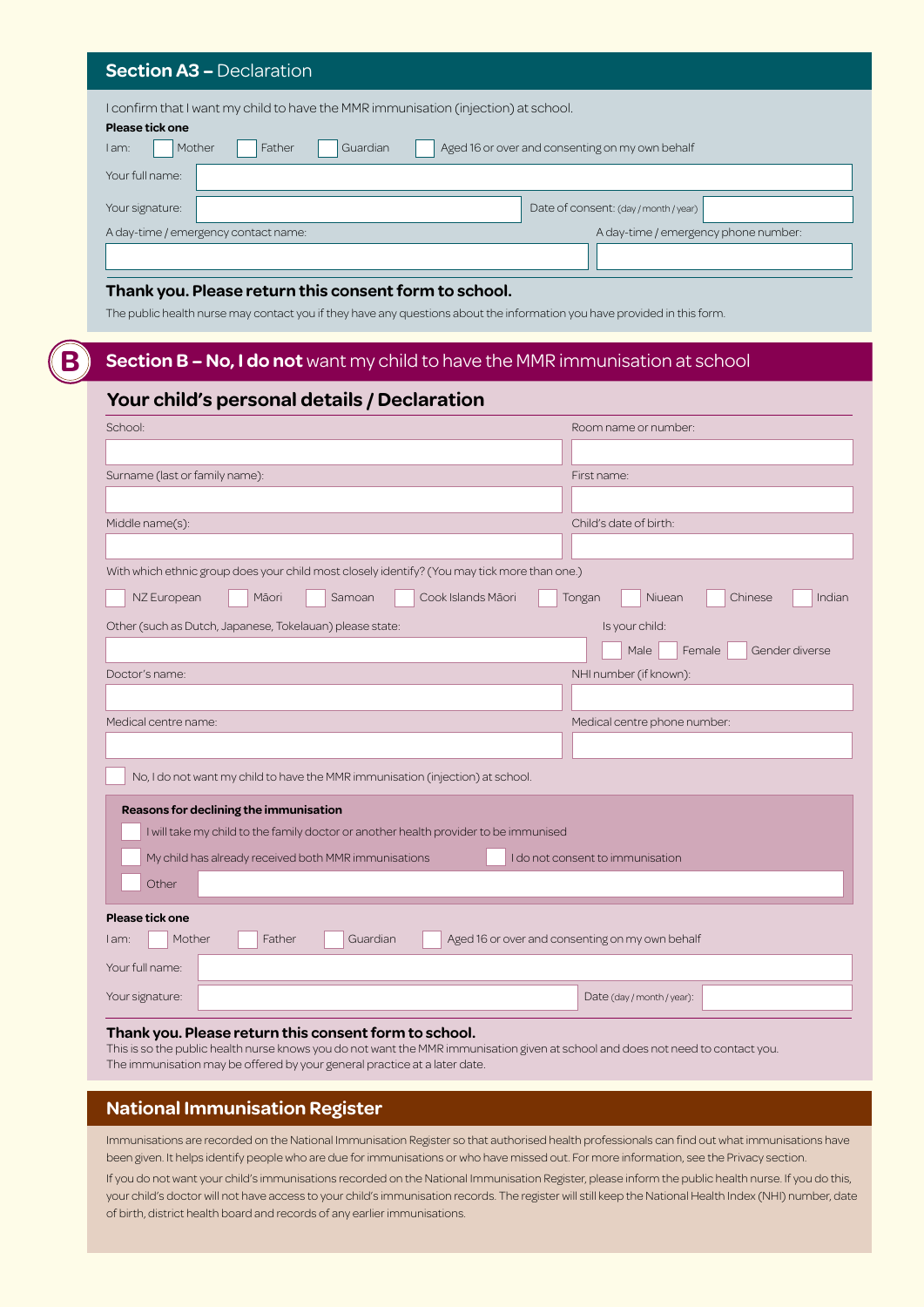## Section A3 – Declaration

I confirm that I want my child to have the MMR immunisation (injection) at school.

**Please tick one**

I am: ☐ Mother ☐ Father ☐ Guardian ☐ Aged 16 or over and consenting on my own behalf

Your full name:

Your signature: Date of consent: (day / month / year)

A day-time / emergency contact name: A day-time / emergency phone number:

**Thank you. Please return this consent form to school.**

The public health nurse may contact you if they have any questions about the information you have provided in this form.

## Section B – No, I do not want my child to have the MMR immunisation at school

### Your child's personal details / Declaration

School: Room name or number:

Surname (last or family name): First name:

Middle name(s): Child's date of birth:

With which ethnic group does your child most closely identify? (You may tick more than one.)

☐ NZ European ☐ Māori ☐ Samoan ☐ Cook Islands Māori ☐ Tongan ☐ Niuean ☐ Chinese ☐ Indian

Other (such as Dutch, Japanese, Tokelauan) please state:

Is your child: ☐ Male ☐ Female ☐ Gender diverse

Doctor's name: NHI number (if known):

Medical centre name: Medical centre phone number:

☐ No, I do not want my child to have the MMR immunisation (injection) at school.

**Reasons for declining the immunisation**

☐ I will take my child to the family doctor or another health provider to be immunised

☐ My child has already received both MMR immunisations ☐ I do not consent to immunisation

☐ Other

**Please tick one**

I am: ☐ Mother ☐ Father ☐ Guardian ☐ Aged 16 or over and consenting on my own behalf

Your full name:

Your signature: Date (day / month / year):

**Thank you. Please return this consent form to school.**

This is so the public health nurse knows you do not want the MMR immunisation given at school and does not need to contact you. The immunisation may be offered by your general practice at a later date.

## National Immunisation Register

Immunisations are recorded on the National Immunisation Register so that authorised health professionals can find out what immunisations have been given. It helps identify people who are due for immunisations or who have missed out. For more information, see the Privacy section.

If you do not want your child's immunisations recorded on the National Immunisation Register, please inform the public health nurse. If you do this, your child's doctor will not have access to your child's immunisation records. The register will still keep the National Health Index (NHI) number, date of birth, district health board and records of any earlier immunisations.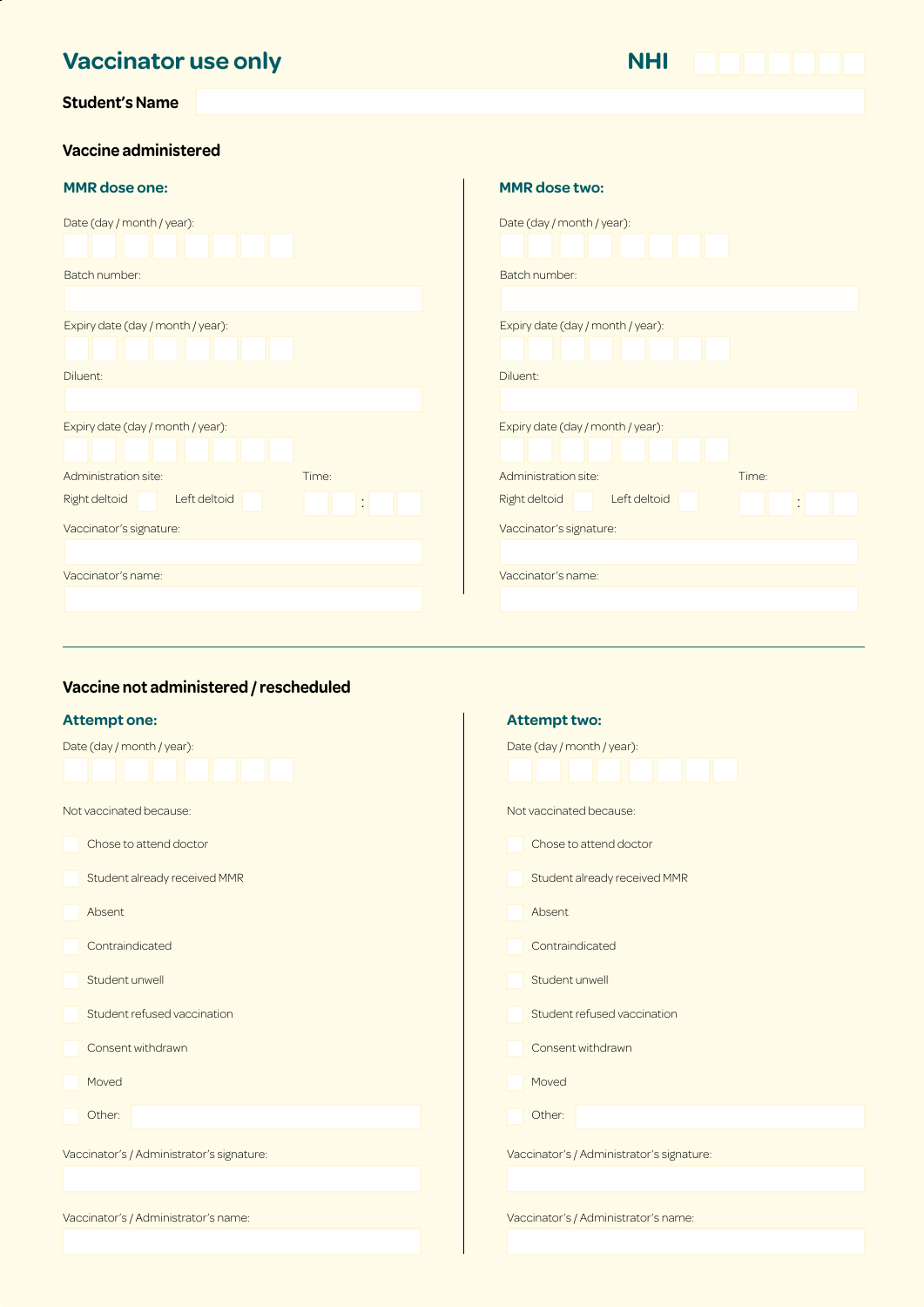## Vaccinator use only

**NHI**

**Student's Name**

### Vaccine administered

#### MMR dose one:

Date (day / month / year):

Batch number:

Expiry date (day / month / year):

Diluent:

Expiry date (day / month / year):

Administration site:

Right deltoid ☐ Left deltoid ☐

Time: :

Vaccinator's signature:

Vaccinator's name:

#### MMR dose two:

Date (day / month / year):

Batch number:

Expiry date (day / month / year):

Diluent:

Expiry date (day / month / year):

Administration site:

Right deltoid ☐ Left deltoid ☐

Time: :

Vaccinator's signature:

Vaccinator's name:

### Vaccine not administered / rescheduled

#### Attempt one:

Date (day / month / year):

Not vaccinated because:

- ☐ Chose to attend doctor
- ☐ Student already received MMR
- ☐ Absent
- ☐ Contraindicated
- ☐ Student unwell
- ☐ Student refused vaccination
- ☐ Consent withdrawn
- ☐ Moved
- ☐ Other:

Vaccinator's / Administrator's signature:

Vaccinator's / Administrator's name:

#### Attempt two:

Date (day / month / year):

Not vaccinated because:

- ☐ Chose to attend doctor
- ☐ Student already received MMR
- ☐ Absent
- ☐ Contraindicated
- ☐ Student unwell
- ☐ Student refused vaccination
- ☐ Consent withdrawn
- ☐ Moved
- ☐ Other:

Vaccinator's / Administrator's signature:

Vaccinator's / Administrator's name: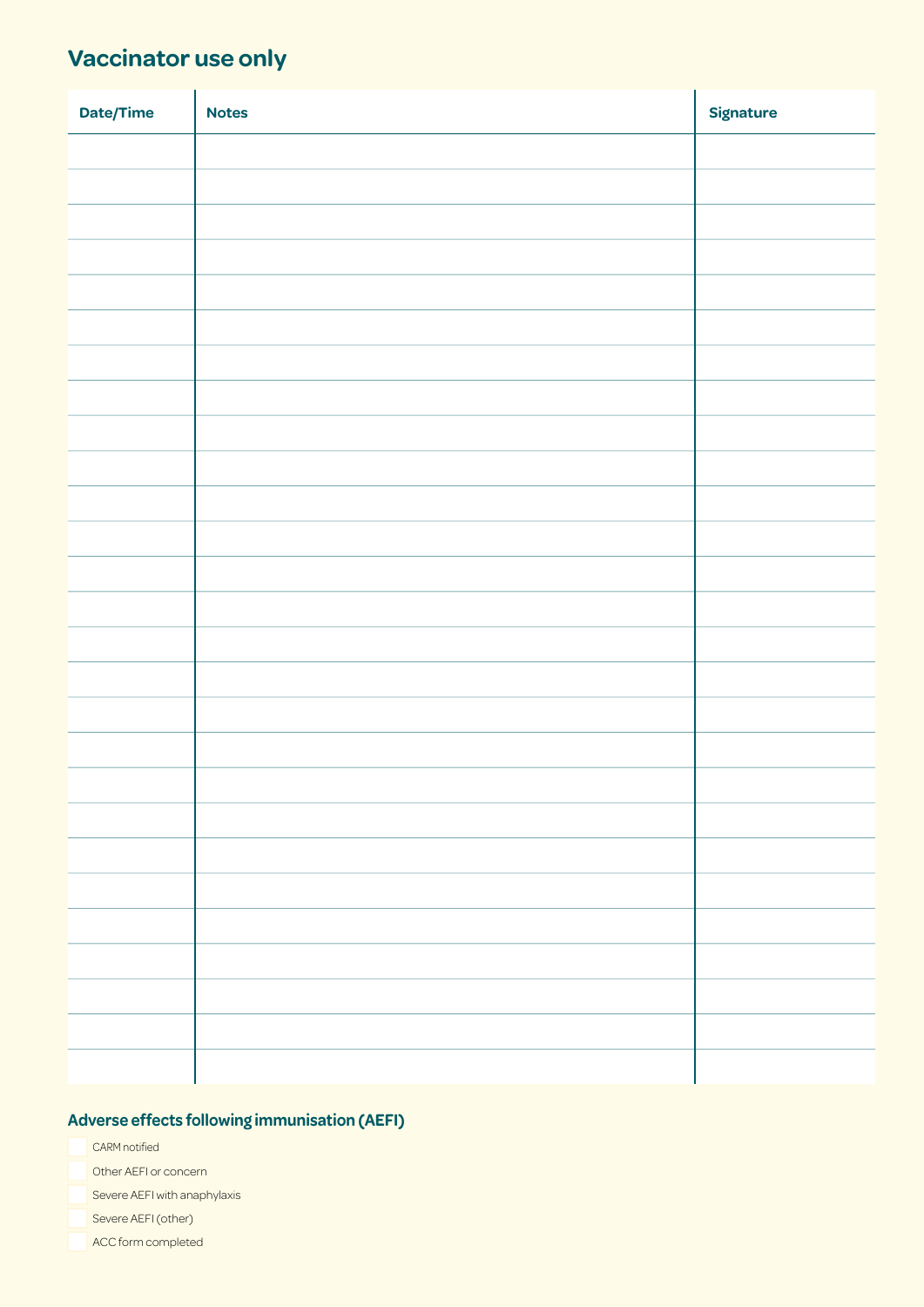# Vaccinator use only

| Date/Time | Notes | Signature |
|---|---|---|
| | | |
| | | |
| | | |
| | | |
| | | |
| | | |
| | | |
| | | |
| | | |
| | | |
| | | |
| | | |
| | | |
| | | |
| | | |
| | | |
| | | |
| | | |
| | | |
| | | |
| | | |
| | | |
| | | |
| | | |
| | | |
| | | |
| | | |

## Adverse effects following immunisation (AEFI)

- [ ] CARM notified
- [ ] Other AEFI or concern
- [ ] Severe AEFI with anaphylaxis
- [ ] Severe AEFI (other)
- [ ] ACC form completed